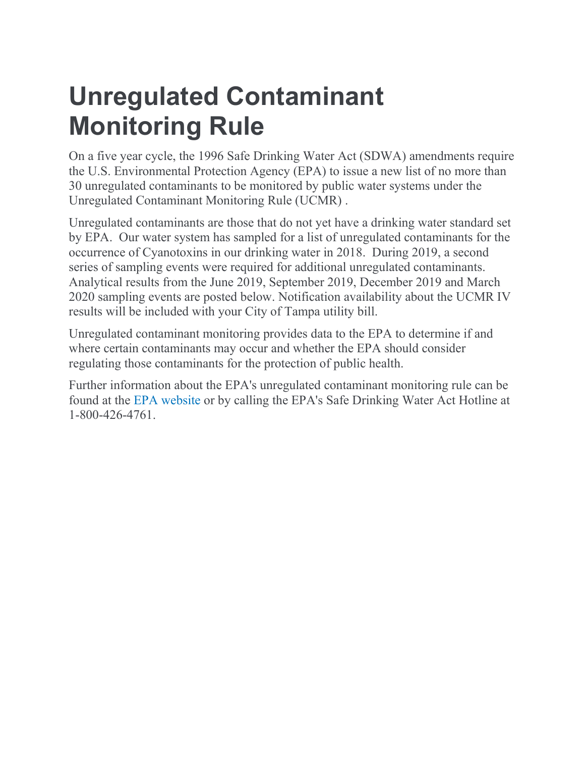# Unregulated Contaminant Monitoring Rule

On a five year cycle, the 1996 Safe Drinking Water Act (SDWA) amendments require the U.S. Environmental Protection Agency (EPA) to issue a new list of no more than 30 unregulated contaminants to be monitored by public water systems under the Unregulated Contaminant Monitoring Rule (UCMR) .

Unregulated contaminants are those that do not yet have a drinking water standard set by EPA. Our water system has sampled for a list of unregulated contaminants for the occurrence of Cyanotoxins in our drinking water in 2018. During 2019, a second series of sampling events were required for additional unregulated contaminants. Analytical results from the June 2019, September 2019, December 2019 and March 2020 sampling events are posted below. Notification availability about the UCMR IV results will be included with your City of Tampa utility bill.

Unregulated contaminant monitoring provides data to the EPA to determine if and where certain contaminants may occur and whether the EPA should consider regulating those contaminants for the protection of public health.

Further information about the EPA's unregulated contaminant monitoring rule can be found at the EPA website or by calling the EPA's Safe Drinking Water Act Hotline at 1-800-426-4761.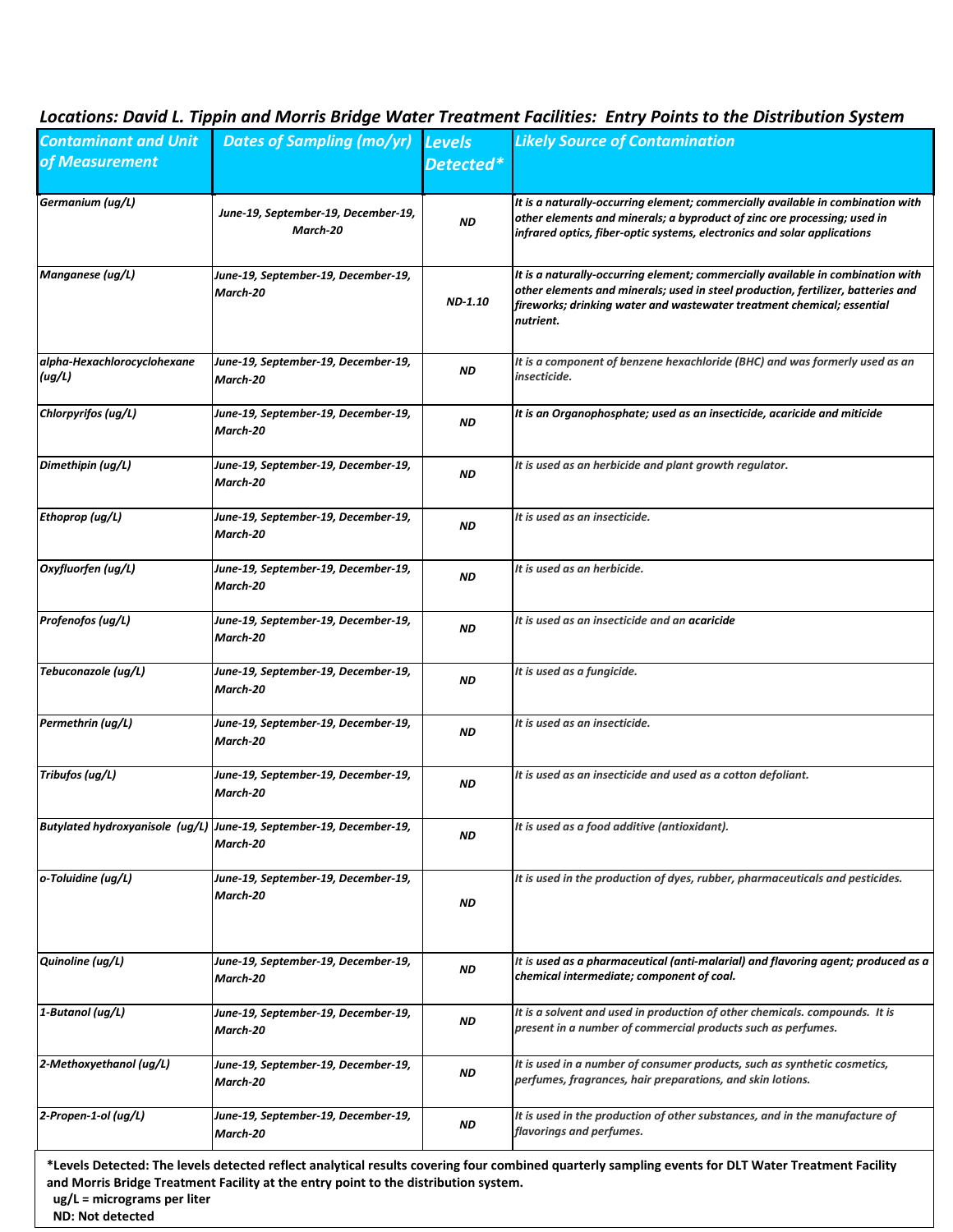## Locations: David L. Tippin and Morris Bridge Water Treatment Facilities: Entry Points to the Distribution System

| Contaminant and Unit of Measurement | Dates of Sampling (mo/yr) | Levels Detected* | Likely Source of Contamination |
|---|---|---|---|
| Germanium (ug/L) | June-19, September-19, December-19, March-20 | ND | It is a naturally-occurring element; commercially available in combination with other elements and minerals; a byproduct of zinc ore processing; used in infrared optics, fiber-optic systems, electronics and solar applications |
| Manganese (ug/L) | June-19, September-19, December-19, March-20 | ND-1.10 | It is a naturally-occurring element; commercially available in combination with other elements and minerals; used in steel production, fertilizer, batteries and fireworks; drinking water and wastewater treatment chemical; essential nutrient. |
| alpha-Hexachlorocyclohexane (ug/L) | June-19, September-19, December-19, March-20 | ND | It is a component of benzene hexachloride (BHC) and was formerly used as an insecticide. |
| Chlorpyrifos (ug/L) | June-19, September-19, December-19, March-20 | ND | It is an Organophosphate; used as an insecticide, acaricide and miticide |
| Dimethipin (ug/L) | June-19, September-19, December-19, March-20 | ND | It is used as an herbicide and plant growth regulator. |
| Ethoprop (ug/L) | June-19, September-19, December-19, March-20 | ND | It is used as an insecticide. |
| Oxyfluorfen (ug/L) | June-19, September-19, December-19, March-20 | ND | It is used as an herbicide. |
| Profenofos (ug/L) | June-19, September-19, December-19, March-20 | ND | It is used as an insecticide and an acaricide |
| Tebuconazole (ug/L) | June-19, September-19, December-19, March-20 | ND | It is used as a fungicide. |
| Permethrin (ug/L) | June-19, September-19, December-19, March-20 | ND | It is used as an insecticide. |
| Tribufos (ug/L) | June-19, September-19, December-19, March-20 | ND | It is used as an insecticide and used as a cotton defoliant. |
| Butylated hydroxyanisole (ug/L) | June-19, September-19, December-19, March-20 | ND | It is used as a food additive (antioxidant). |
| o-Toluidine (ug/L) | June-19, September-19, December-19, March-20 | ND | It is used in the production of dyes, rubber, pharmaceuticals and pesticides. |
| Quinoline (ug/L) | June-19, September-19, December-19, March-20 | ND | It is used as a pharmaceutical (anti-malarial) and flavoring agent; produced as a chemical intermediate; component of coal. |
| 1-Butanol (ug/L) | June-19, September-19, December-19, March-20 | ND | It is a solvent and used in production of other chemicals. compounds. It is present in a number of commercial products such as perfumes. |
| 2-Methoxyethanol (ug/L) | June-19, September-19, December-19, March-20 | ND | It is used in a number of consumer products, such as synthetic cosmetics, perfumes, fragrances, hair preparations, and skin lotions. |
| 2-Propen-1-ol (ug/L) | June-19, September-19, December-19, March-20 | ND | It is used in the production of other substances, and in the manufacture of flavorings and perfumes. |

**\*Levels Detected: The levels detected reflect analytical results covering four combined quarterly sampling events for DLT Water Treatment Facility and Morris Bridge Treatment Facility at the entry point to the distribution system.**

**ug/L = micrograms per liter**

**ND: Not detected**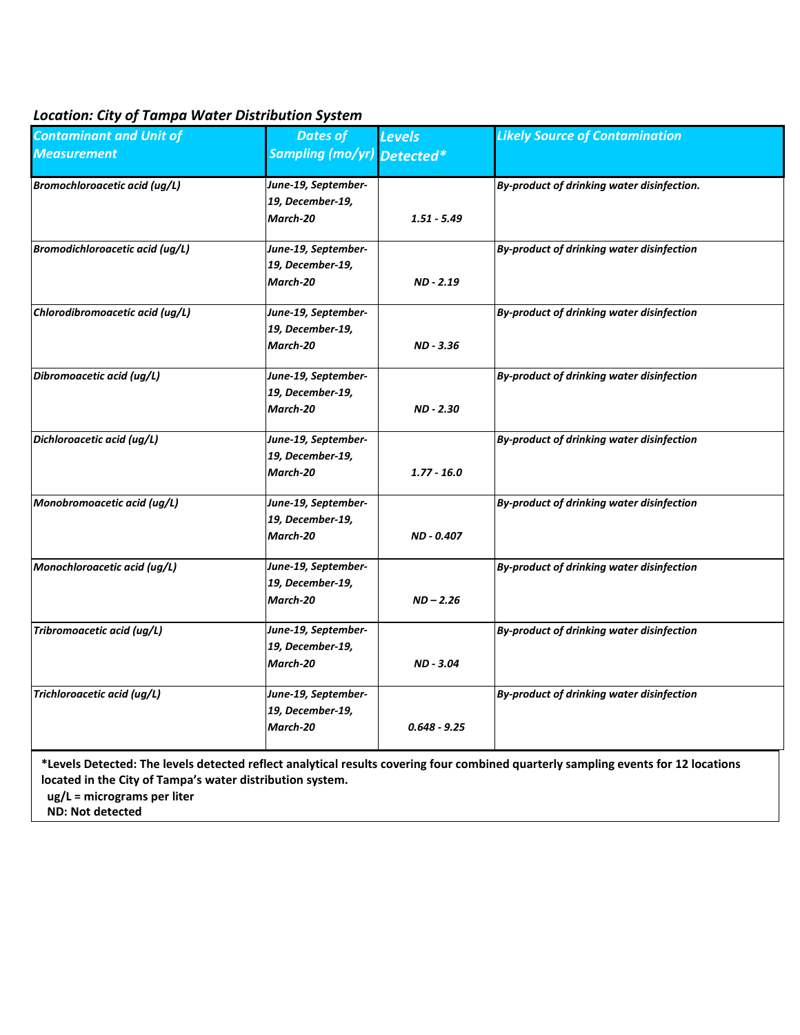***Location: City of Tampa Water Distribution System***

| *Contaminant and Unit of Measurement* | *Dates of Sampling (mo/yr)* | *Levels Detected** | *Likely Source of Contamination* |
|---|---|---|---|
| ***Bromochloroacetic acid (ug/L)*** | ***June-19, September-19, December-19, March-20*** | ***1.51 - 5.49*** | ***By-product of drinking water disinfection.*** |
| ***Bromodichloroacetic acid (ug/L)*** | ***June-19, September-19, December-19, March-20*** | ***ND - 2.19*** | ***By-product of drinking water disinfection*** |
| ***Chlorodibromoacetic acid (ug/L)*** | ***June-19, September-19, December-19, March-20*** | ***ND - 3.36*** | ***By-product of drinking water disinfection*** |
| ***Dibromoacetic acid (ug/L)*** | ***June-19, September-19, December-19, March-20*** | ***ND - 2.30*** | ***By-product of drinking water disinfection*** |
| ***Dichloroacetic acid (ug/L)*** | ***June-19, September-19, December-19, March-20*** | ***1.77 - 16.0*** | ***By-product of drinking water disinfection*** |
| ***Monobromoacetic acid (ug/L)*** | ***June-19, September-19, December-19, March-20*** | ***ND - 0.407*** | ***By-product of drinking water disinfection*** |
| ***Monochloroacetic acid (ug/L)*** | ***June-19, September-19, December-19, March-20*** | ***ND – 2.26*** | ***By-product of drinking water disinfection*** |
| ***Tribromoacetic acid (ug/L)*** | ***June-19, September-19, December-19, March-20*** | ***ND - 3.04*** | ***By-product of drinking water disinfection*** |
| ***Trichloroacetic acid (ug/L)*** | ***June-19, September-19, December-19, March-20*** | ***0.648 - 9.25*** | ***By-product of drinking water disinfection*** |

**\*Levels Detected: The levels detected reflect analytical results covering four combined quarterly sampling events for 12 locations located in the City of Tampa's water distribution system.**
**ug/L = micrograms per liter**
**ND: Not detected**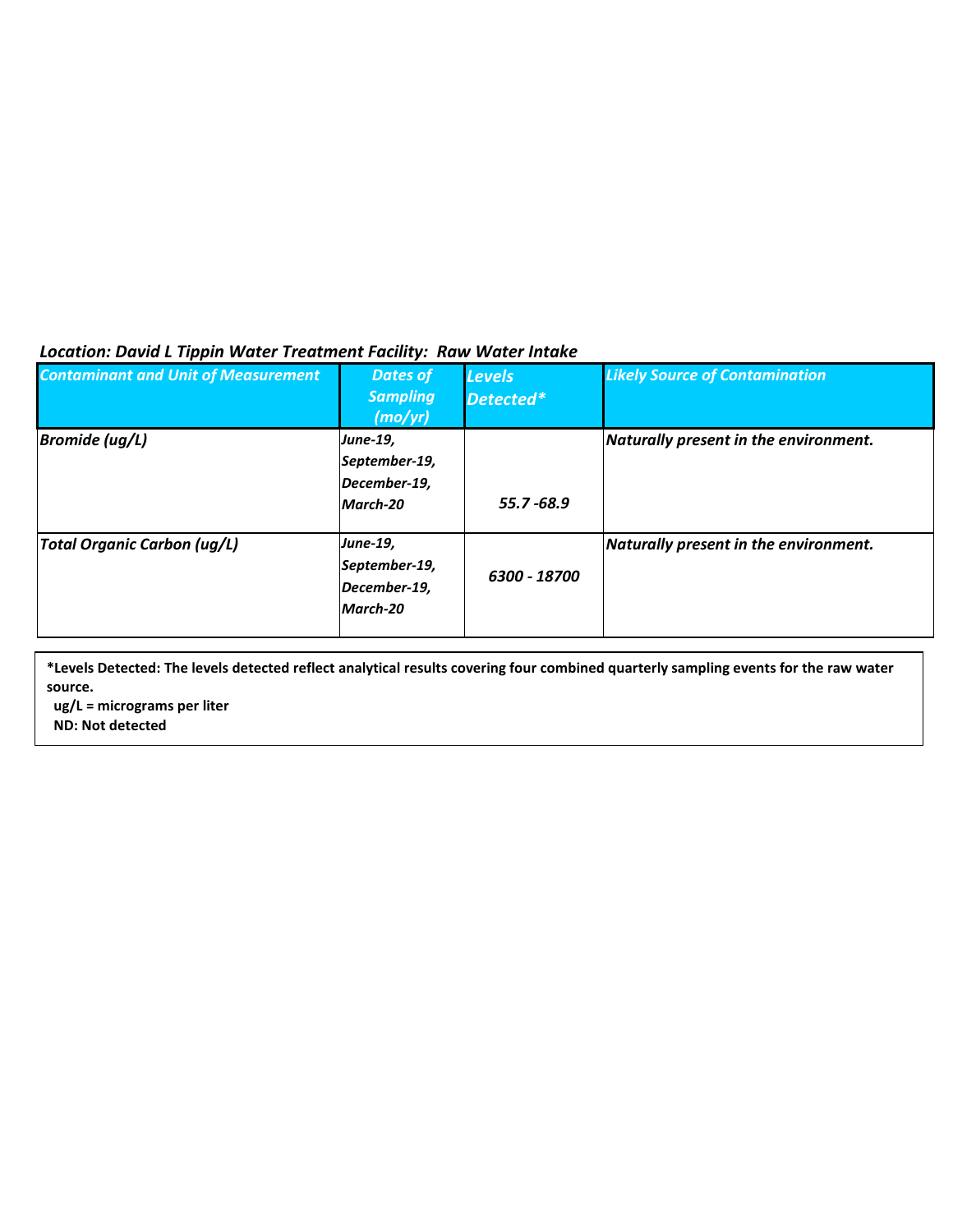***Location: David L Tippin Water Treatment Facility: Raw Water Intake***

| *Contaminant and Unit of Measurement* | *Dates of Sampling (mo/yr)* | *Levels Detected** | *Likely Source of Contamination* |
|---|---|---|---|
| ***Bromide (ug/L)*** | ***June-19, September-19, December-19, March-20*** | ***55.7 -68.9*** | ***Naturally present in the environment.*** |
| ***Total Organic Carbon (ug/L)*** | ***June-19, September-19, December-19, March-20*** | ***6300 - 18700*** | ***Naturally present in the environment.*** |

**\*Levels Detected: The levels detected reflect analytical results covering four combined quarterly sampling events for the raw water source.**
**ug/L = micrograms per liter**
**ND: Not detected**